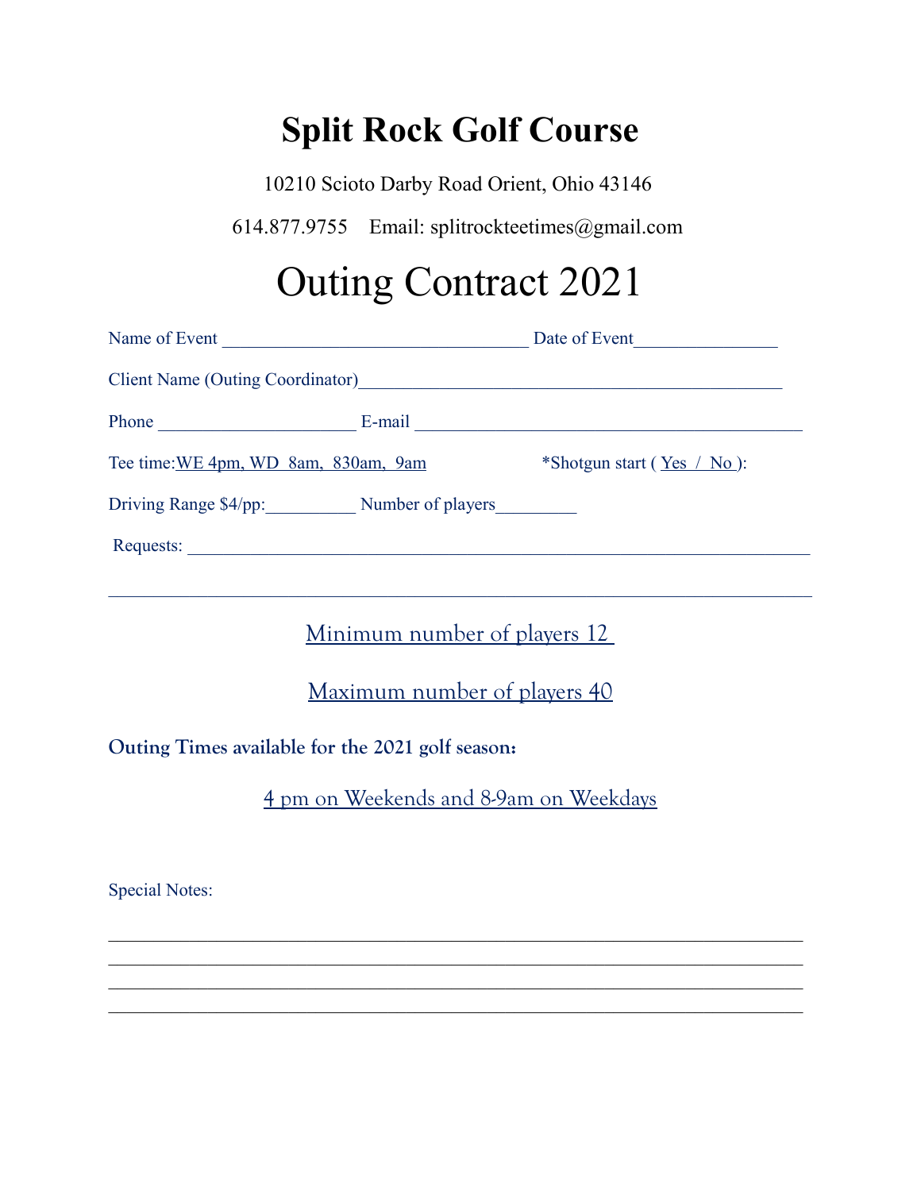# Split Rock Golf Course

10210 Scioto Darby Road Orient, Ohio 43146

614.877.9755 Email: splitrockteetimes@gmail.com

# Outing Contract 2021

Name of Event ___________________________________ Date of Event________________

Client Name (Outing Coordinator)_______________________________________________

Phone ______________________ E-mail ____________________________________________

Tee time: WE 4pm, WD 8am, 830am, 9am *Shotgun start ( Yes / No ):

Driving Range $4/pp:__________ Number of players_________

Requests: ______________________________________________________________________

________________________________________________________________________________

Minimum number of players 12

Maximum number of players 40

**Outing Times available for the 2021 golf season:**

4 pm on Weekends and 8-9am on Weekdays

Special Notes:

________________________________________________________________________________
________________________________________________________________________________
________________________________________________________________________________
________________________________________________________________________________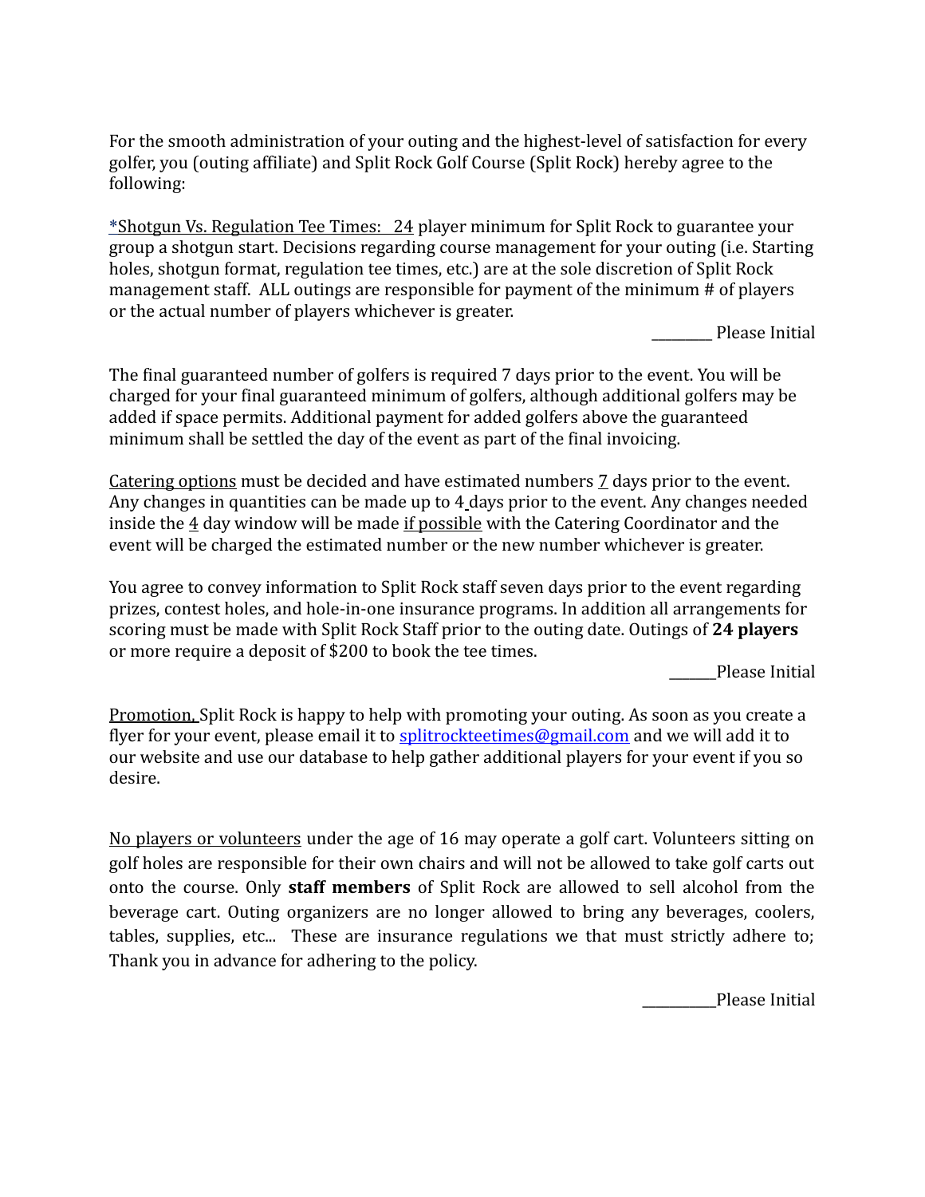For the smooth administration of your outing and the highest-level of satisfaction for every golfer, you (outing affiliate) and Split Rock Golf Course (Split Rock) hereby agree to the following:

<u>*Shotgun Vs. Regulation Tee Times:   24</u> player minimum for Split Rock to guarantee your group a shotgun start. Decisions regarding course management for your outing (i.e. Starting holes, shotgun format, regulation tee times, etc.) are at the sole discretion of Split Rock management staff.  ALL outings are responsible for payment of the minimum # of players or the actual number of players whichever is greater.

________ Please Initial

The final guaranteed number of golfers is required 7 days prior to the event. You will be charged for your final guaranteed minimum of golfers, although additional golfers may be added if space permits. Additional payment for added golfers above the guaranteed minimum shall be settled the day of the event as part of the final invoicing.

<u>Catering options</u> must be decided and have estimated numbers <u>7</u> days prior to the event. Any changes in quantities can be made up to 4 days prior to the event. Any changes needed inside the <u>4</u> day window will be made <u>if possible</u> with the Catering Coordinator and the event will be charged the estimated number or the new number whichever is greater.

You agree to convey information to Split Rock staff seven days prior to the event regarding prizes, contest holes, and hole-in-one insurance programs. In addition all arrangements for scoring must be made with Split Rock Staff prior to the outing date. Outings of **24 players** or more require a deposit of $200 to book the tee times.

______Please Initial

<u>Promotion,</u> Split Rock is happy to help with promoting your outing. As soon as you create a flyer for your event, please email it to splitrockteetimes@gmail.com and we will add it to our website and use our database to help gather additional players for your event if you so desire.

<u>No players or volunteers</u> under the age of 16 may operate a golf cart. Volunteers sitting on golf holes are responsible for their own chairs and will not be allowed to take golf carts out onto the course. Only **staff members** of Split Rock are allowed to sell alcohol from the beverage cart. Outing organizers are no longer allowed to bring any beverages, coolers, tables, supplies, etc...  These are insurance regulations we that must strictly adhere to; Thank you in advance for adhering to the policy.

__________Please Initial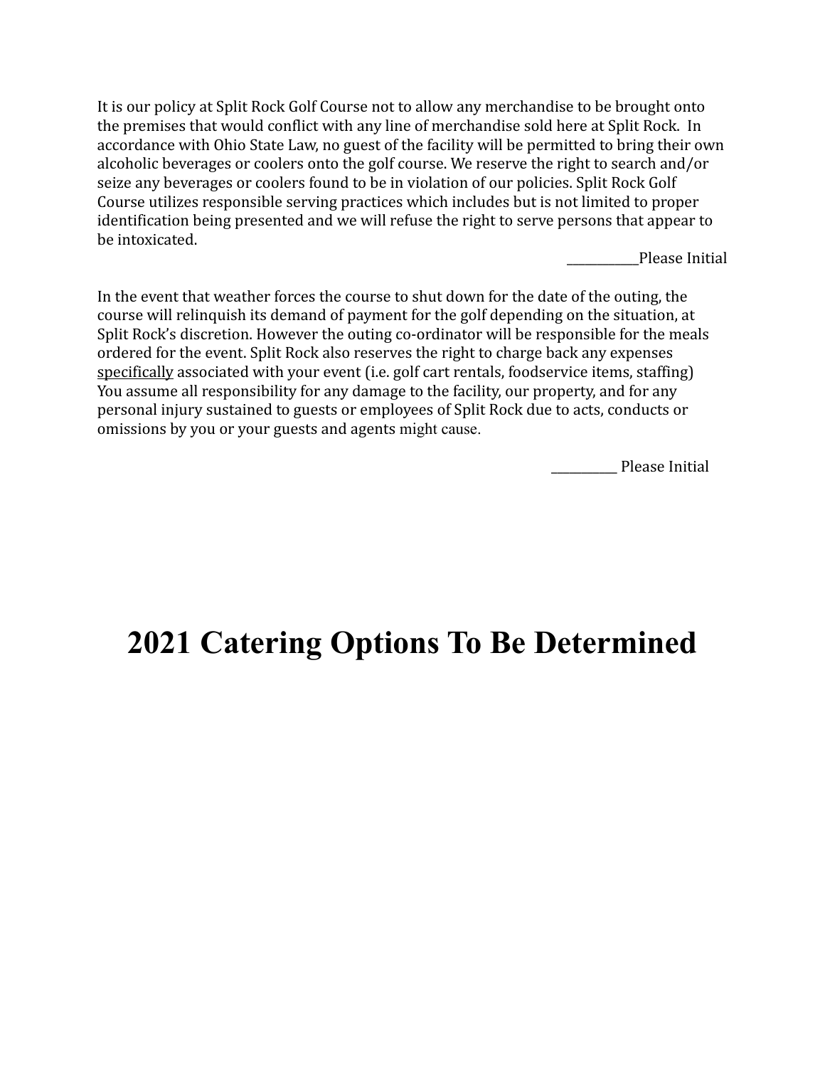It is our policy at Split Rock Golf Course not to allow any merchandise to be brought onto the premises that would conflict with any line of merchandise sold here at Split Rock. In accordance with Ohio State Law, no guest of the facility will be permitted to bring their own alcoholic beverages or coolers onto the golf course. We reserve the right to search and/or seize any beverages or coolers found to be in violation of our policies. Split Rock Golf Course utilizes responsible serving practices which includes but is not limited to proper identification being presented and we will refuse the right to serve persons that appear to be intoxicated.

___________Please Initial

In the event that weather forces the course to shut down for the date of the outing, the course will relinquish its demand of payment for the golf depending on the situation, at Split Rock's discretion. However the outing co-ordinator will be responsible for the meals ordered for the event. Split Rock also reserves the right to charge back any expenses <u>specifically</u> associated with your event (i.e. golf cart rentals, foodservice items, staffing) You assume all responsibility for any damage to the facility, our property, and for any personal injury sustained to guests or employees of Split Rock due to acts, conducts or omissions by you or your guests and agents might cause.

__________ Please Initial

# 2021 Catering Options To Be Determined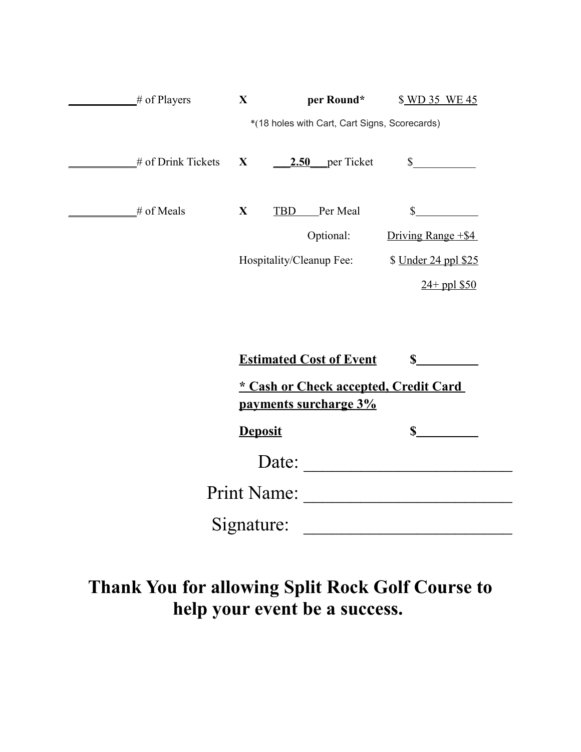| | | | |
|---|---|---|---|
| ___________# of Players | X | per Round* | $ WD 35 WE 45 |
| | | *(18 holes with Cart, Cart Signs, Scorecards) | |
| ___________# of Drink Tickets | X | ___2.50___per Ticket | $___________ |
| ___________# of Meals | X | TBD____Per Meal | $___________ |
| | | Optional: | Driving Range +$4 |
| | Hospitality/Cleanup Fee: | | $ Under 24 ppl $25 |
| | | | 24+ ppl $50 |

**Estimated Cost of Event** **$_________**

**\* Cash or Check accepted, Credit Card payments surcharge 3%**

**Deposit** **$_________**

Date: _______________________

Print Name: _______________________

Signature: _______________________

**Thank You for allowing Split Rock Golf Course to help your event be a success.**